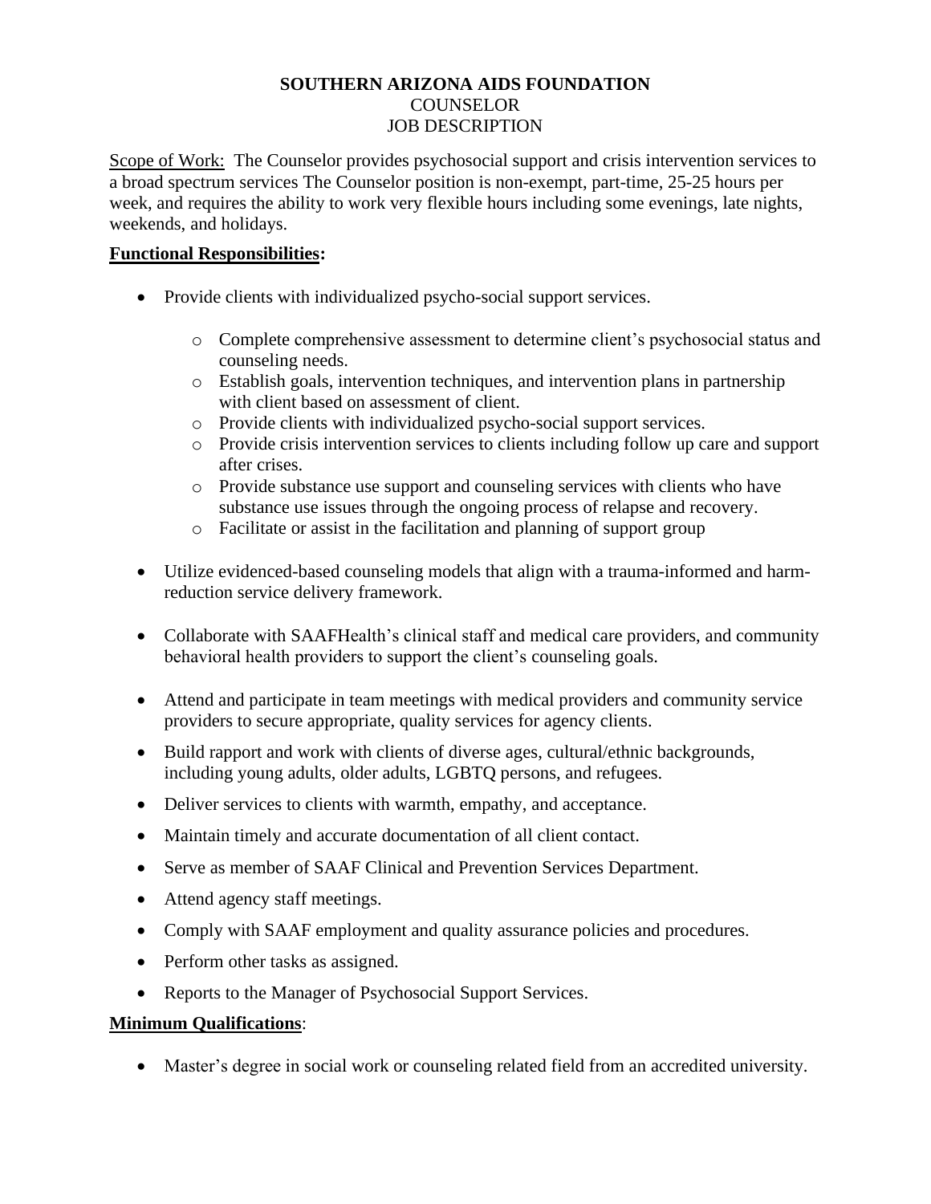**SOUTHERN ARIZONA AIDS FOUNDATION**
COUNSELOR
JOB DESCRIPTION

Scope of Work: The Counselor provides psychosocial support and crisis intervention services to a broad spectrum services The Counselor position is non-exempt, part-time, 25-25 hours per week, and requires the ability to work very flexible hours including some evenings, late nights, weekends, and holidays.

**Functional Responsibilities:**

- Provide clients with individualized psycho-social support services.
  - Complete comprehensive assessment to determine client's psychosocial status and counseling needs.
  - Establish goals, intervention techniques, and intervention plans in partnership with client based on assessment of client.
  - Provide clients with individualized psycho-social support services.
  - Provide crisis intervention services to clients including follow up care and support after crises.
  - Provide substance use support and counseling services with clients who have substance use issues through the ongoing process of relapse and recovery.
  - Facilitate or assist in the facilitation and planning of support group
- Utilize evidenced-based counseling models that align with a trauma-informed and harm-reduction service delivery framework.
- Collaborate with SAAFHealth's clinical staff and medical care providers, and community behavioral health providers to support the client's counseling goals.
- Attend and participate in team meetings with medical providers and community service providers to secure appropriate, quality services for agency clients.
- Build rapport and work with clients of diverse ages, cultural/ethnic backgrounds, including young adults, older adults, LGBTQ persons, and refugees.
- Deliver services to clients with warmth, empathy, and acceptance.
- Maintain timely and accurate documentation of all client contact.
- Serve as member of SAAF Clinical and Prevention Services Department.
- Attend agency staff meetings.
- Comply with SAAF employment and quality assurance policies and procedures.
- Perform other tasks as assigned.
- Reports to the Manager of Psychosocial Support Services.

**Minimum Qualifications**:

- Master's degree in social work or counseling related field from an accredited university.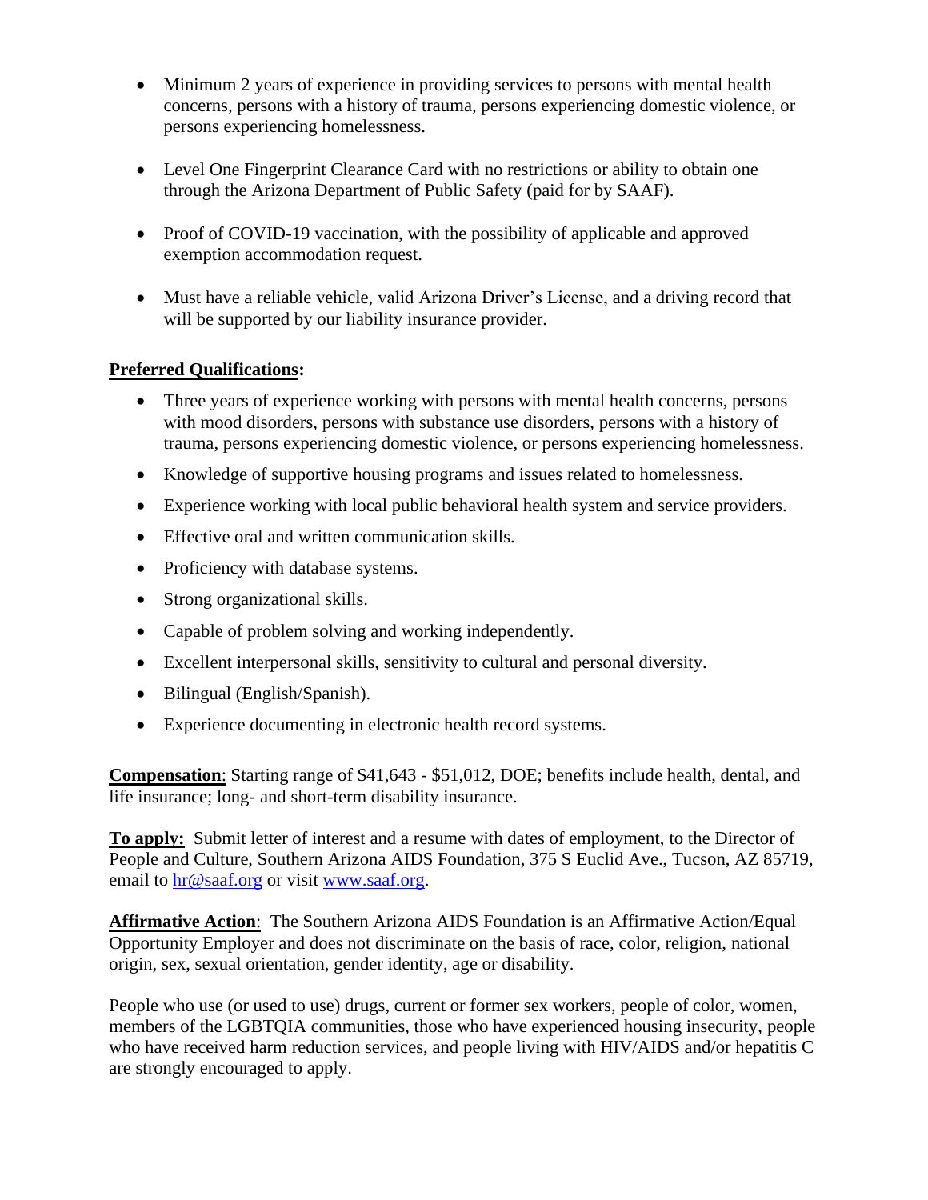- Minimum 2 years of experience in providing services to persons with mental health concerns, persons with a history of trauma, persons experiencing domestic violence, or persons experiencing homelessness.

- Level One Fingerprint Clearance Card with no restrictions or ability to obtain one through the Arizona Department of Public Safety (paid for by SAAF).

- Proof of COVID-19 vaccination, with the possibility of applicable and approved exemption accommodation request.

- Must have a reliable vehicle, valid Arizona Driver's License, and a driving record that will be supported by our liability insurance provider.

**Preferred Qualifications:**

- Three years of experience working with persons with mental health concerns, persons with mood disorders, persons with substance use disorders, persons with a history of trauma, persons experiencing domestic violence, or persons experiencing homelessness.
- Knowledge of supportive housing programs and issues related to homelessness.
- Experience working with local public behavioral health system and service providers.
- Effective oral and written communication skills.
- Proficiency with database systems.
- Strong organizational skills.
- Capable of problem solving and working independently.
- Excellent interpersonal skills, sensitivity to cultural and personal diversity.
- Bilingual (English/Spanish).
- Experience documenting in electronic health record systems.

**Compensation**: Starting range of $41,643 - $51,012, DOE; benefits include health, dental, and life insurance; long- and short-term disability insurance.

**To apply:** Submit letter of interest and a resume with dates of employment, to the Director of People and Culture, Southern Arizona AIDS Foundation, 375 S Euclid Ave., Tucson, AZ 85719, email to [hr@saaf.org](mailto:hr@saaf.org) or visit [www.saaf.org](http://www.saaf.org).

**Affirmative Action**: The Southern Arizona AIDS Foundation is an Affirmative Action/Equal Opportunity Employer and does not discriminate on the basis of race, color, religion, national origin, sex, sexual orientation, gender identity, age or disability.

People who use (or used to use) drugs, current or former sex workers, people of color, women, members of the LGBTQIA communities, those who have experienced housing insecurity, people who have received harm reduction services, and people living with HIV/AIDS and/or hepatitis C are strongly encouraged to apply.